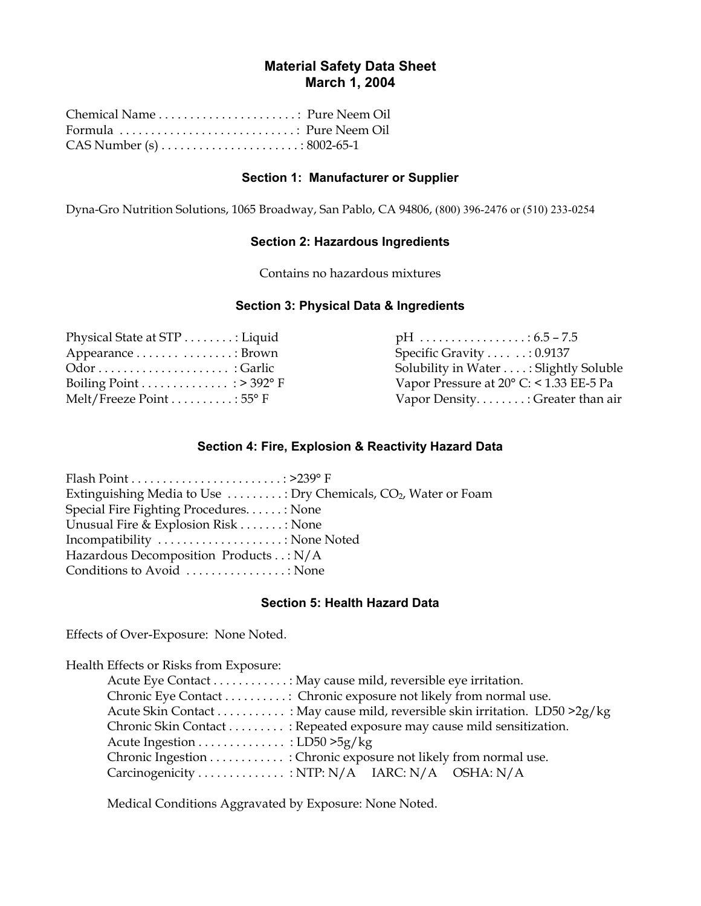# Material Safety Data Sheet
## March 1, 2004

Chemical Name . . . . . . . . . . . . . . . . . . . . . . : Pure Neem Oil
Formula . . . . . . . . . . . . . . . . . . . . . . . . . . . . : Pure Neem Oil
CAS Number (s) . . . . . . . . . . . . . . . . . . . . . . : 8002-65-1

### Section 1: Manufacturer or Supplier

Dyna-Gro Nutrition Solutions, 1065 Broadway, San Pablo, CA 94806, (800) 396-2476 or (510) 233-0254

### Section 2: Hazardous Ingredients

Contains no hazardous mixtures

### Section 3: Physical Data & Ingredients

Physical State at STP . . . . . . . . : Liquid
Appearance . . . . . . . . . . . . . . . . : Brown
Odor . . . . . . . . . . . . . . . . . . . . . : Garlic
Boiling Point . . . . . . . . . . . . . . : > 392° F
Melt/Freeze Point . . . . . . . . . . : 55° F

pH . . . . . . . . . . . . . . . . . : 6.5 – 7.5
Specific Gravity . . . . . . : 0.9137
Solubility in Water . . . . : Slightly Soluble
Vapor Pressure at 20° C: < 1.33 EE-5 Pa
Vapor Density. . . . . . . . : Greater than air

### Section 4: Fire, Explosion & Reactivity Hazard Data

Flash Point . . . . . . . . . . . . . . . . . . . . . . . . : >239° F
Extinguishing Media to Use . . . . . . . . . : Dry Chemicals, $CO_2$, Water or Foam
Special Fire Fighting Procedures. . . . . . : None
Unusual Fire & Explosion Risk . . . . . . . : None
Incompatibility . . . . . . . . . . . . . . . . . . . . : None Noted
Hazardous Decomposition Products . . : N/A
Conditions to Avoid . . . . . . . . . . . . . . . . : None

### Section 5: Health Hazard Data

Effects of Over-Exposure: None Noted.

Health Effects or Risks from Exposure:

- Acute Eye Contact . . . . . . . . . . . . : May cause mild, reversible eye irritation.
- Chronic Eye Contact . . . . . . . . . . : Chronic exposure not likely from normal use.
- Acute Skin Contact . . . . . . . . . . . : May cause mild, reversible skin irritation. LD50 >2g/kg
- Chronic Skin Contact . . . . . . . . . : Repeated exposure may cause mild sensitization.
- Acute Ingestion . . . . . . . . . . . . . . : LD50 >5g/kg
- Chronic Ingestion . . . . . . . . . . . . : Chronic exposure not likely from normal use.
- Carcinogenicity . . . . . . . . . . . . . . : NTP: N/A IARC: N/A OSHA: N/A

Medical Conditions Aggravated by Exposure: None Noted.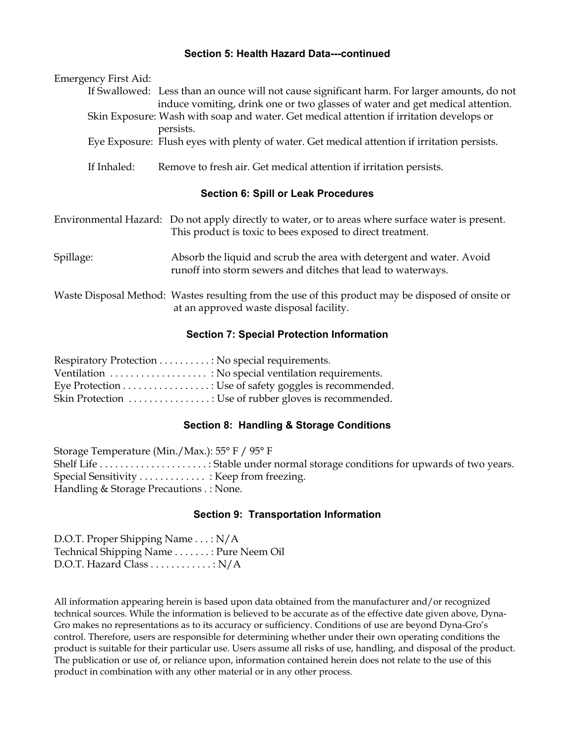## Section 5: Health Hazard Data---continued

Emergency First Aid:

- If Swallowed: Less than an ounce will not cause significant harm. For larger amounts, do not induce vomiting, drink one or two glasses of water and get medical attention.
- Skin Exposure: Wash with soap and water. Get medical attention if irritation develops or persists.
- Eye Exposure: Flush eyes with plenty of water. Get medical attention if irritation persists.
- If Inhaled: Remove to fresh air. Get medical attention if irritation persists.

## Section 6: Spill or Leak Procedures

Environmental Hazard: Do not apply directly to water, or to areas where surface water is present. This product is toxic to bees exposed to direct treatment.

Spillage: Absorb the liquid and scrub the area with detergent and water. Avoid runoff into storm sewers and ditches that lead to waterways.

Waste Disposal Method: Wastes resulting from the use of this product may be disposed of onsite or at an approved waste disposal facility.

## Section 7: Special Protection Information

Respiratory Protection . . . . . . . . . . : No special requirements.
Ventilation . . . . . . . . . . . . . . . . . . . : No special ventilation requirements.
Eye Protection . . . . . . . . . . . . . . . . . : Use of safety goggles is recommended.
Skin Protection . . . . . . . . . . . . . . . . : Use of rubber gloves is recommended.

## Section 8: Handling & Storage Conditions

Storage Temperature (Min./Max.): 55° F / 95° F
Shelf Life . . . . . . . . . . . . . . . . . . . . . : Stable under normal storage conditions for upwards of two years.
Special Sensitivity . . . . . . . . . . . . . : Keep from freezing.
Handling & Storage Precautions . : None.

## Section 9: Transportation Information

D.O.T. Proper Shipping Name . . . : N/A
Technical Shipping Name . . . . . . . : Pure Neem Oil
D.O.T. Hazard Class . . . . . . . . . . . . : N/A

All information appearing herein is based upon data obtained from the manufacturer and/or recognized technical sources. While the information is believed to be accurate as of the effective date given above, Dyna-Gro makes no representations as to its accuracy or sufficiency. Conditions of use are beyond Dyna-Gro's control. Therefore, users are responsible for determining whether under their own operating conditions the product is suitable for their particular use. Users assume all risks of use, handling, and disposal of the product. The publication or use of, or reliance upon, information contained herein does not relate to the use of this product in combination with any other material or in any other process.